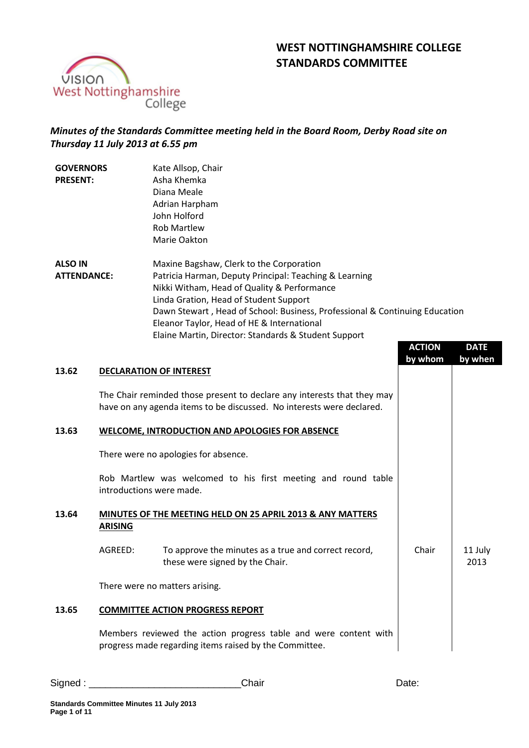# WEST NOTTINGHAMSHIRE COLLEGE STANDARDS COMMITTEE

*Minutes of the Standards Committee meeting held in the Board Room, Derby Road site on Thursday 11 July 2013 at 6.55 pm*

| | |
|---|---|
| **GOVERNORS PRESENT:** | Kate Allsop, Chair<br>Asha Khemka<br>Diana Meale<br>Adrian Harpham<br>John Holford<br>Rob Martlew<br>Marie Oakton |
| **ALSO IN ATTENDANCE:** | Maxine Bagshaw, Clerk to the Corporation<br>Patricia Harman, Deputy Principal: Teaching & Learning<br>Nikki Witham, Head of Quality & Performance<br>Linda Gration, Head of Student Support<br>Dawn Stewart , Head of School: Business, Professional & Continuing Education<br>Eleanor Taylor, Head of HE & International<br>Elaine Martin, Director: Standards & Student Support |

| | | ACTION by whom | DATE by when |
|---|---|---|---|
| **13.62** | **DECLARATION OF INTEREST** | | |
| | The Chair reminded those present to declare any interests that they may have on any agenda items to be discussed. No interests were declared. | | |
| **13.63** | **WELCOME, INTRODUCTION AND APOLOGIES FOR ABSENCE** | | |
| | There were no apologies for absence. | | |
| | Rob Martlew was welcomed to his first meeting and round table introductions were made. | | |
| **13.64** | **MINUTES OF THE MEETING HELD ON 25 APRIL 2013 & ANY MATTERS ARISING** | | |
| | AGREED: To approve the minutes as a true and correct record, these were signed by the Chair. | Chair | 11 July 2013 |
| | There were no matters arising. | | |
| **13.65** | **COMMITTEE ACTION PROGRESS REPORT** | | |
| | Members reviewed the action progress table and were content with progress made regarding items raised by the Committee. | | |

Signed : ____________________________Chair Date: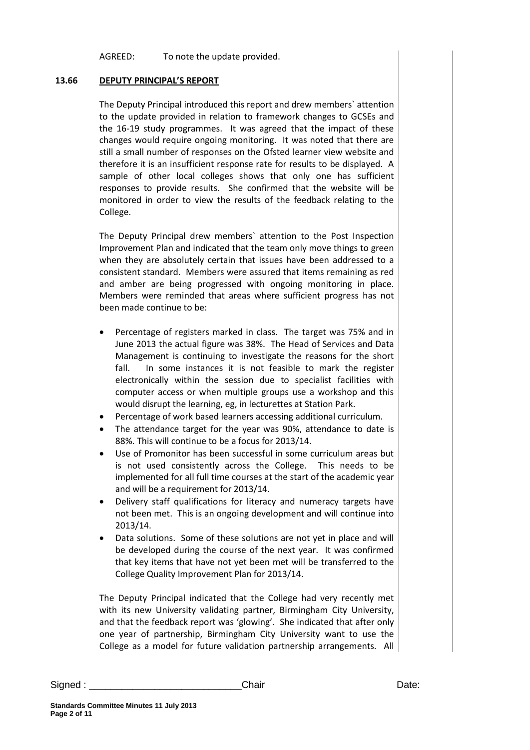AGREED: To note the update provided.

**13.66 DEPUTY PRINCIPAL'S REPORT**

The Deputy Principal introduced this report and drew members` attention to the update provided in relation to framework changes to GCSEs and the 16-19 study programmes. It was agreed that the impact of these changes would require ongoing monitoring. It was noted that there are still a small number of responses on the Ofsted learner view website and therefore it is an insufficient response rate for results to be displayed. A sample of other local colleges shows that only one has sufficient responses to provide results. She confirmed that the website will be monitored in order to view the results of the feedback relating to the College.

The Deputy Principal drew members` attention to the Post Inspection Improvement Plan and indicated that the team only move things to green when they are absolutely certain that issues have been addressed to a consistent standard. Members were assured that items remaining as red and amber are being progressed with ongoing monitoring in place. Members were reminded that areas where sufficient progress has not been made continue to be:

- Percentage of registers marked in class. The target was 75% and in June 2013 the actual figure was 38%. The Head of Services and Data Management is continuing to investigate the reasons for the short fall. In some instances it is not feasible to mark the register electronically within the session due to specialist facilities with computer access or when multiple groups use a workshop and this would disrupt the learning, eg, in lecturettes at Station Park.
- Percentage of work based learners accessing additional curriculum.
- The attendance target for the year was 90%, attendance to date is 88%. This will continue to be a focus for 2013/14.
- Use of Promonitor has been successful in some curriculum areas but is not used consistently across the College. This needs to be implemented for all full time courses at the start of the academic year and will be a requirement for 2013/14.
- Delivery staff qualifications for literacy and numeracy targets have not been met. This is an ongoing development and will continue into 2013/14.
- Data solutions. Some of these solutions are not yet in place and will be developed during the course of the next year. It was confirmed that key items that have not yet been met will be transferred to the College Quality Improvement Plan for 2013/14.

The Deputy Principal indicated that the College had very recently met with its new University validating partner, Birmingham City University, and that the feedback report was 'glowing'. She indicated that after only one year of partnership, Birmingham City University want to use the College as a model for future validation partnership arrangements. All

Signed : ____________________________Chair Date: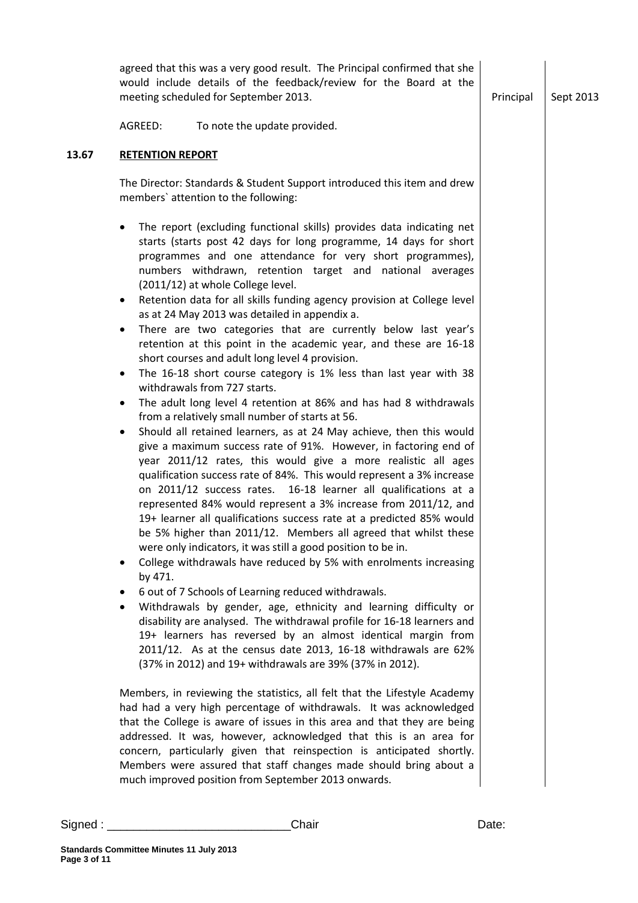agreed that this was a very good result. The Principal confirmed that she would include details of the feedback/review for the Board at the meeting scheduled for September 2013. — Principal — Sept 2013

AGREED: To note the update provided.

**13.67 RETENTION REPORT**

The Director: Standards & Student Support introduced this item and drew members` attention to the following:

- The report (excluding functional skills) provides data indicating net starts (starts post 42 days for long programme, 14 days for short programmes and one attendance for very short programmes), numbers withdrawn, retention target and national averages (2011/12) at whole College level.
- Retention data for all skills funding agency provision at College level as at 24 May 2013 was detailed in appendix a.
- There are two categories that are currently below last year's retention at this point in the academic year, and these are 16-18 short courses and adult long level 4 provision.
- The 16-18 short course category is 1% less than last year with 38 withdrawals from 727 starts.
- The adult long level 4 retention at 86% and has had 8 withdrawals from a relatively small number of starts at 56.
- Should all retained learners, as at 24 May achieve, then this would give a maximum success rate of 91%. However, in factoring end of year 2011/12 rates, this would give a more realistic all ages qualification success rate of 84%. This would represent a 3% increase on 2011/12 success rates. 16-18 learner all qualifications at a represented 84% would represent a 3% increase from 2011/12, and 19+ learner all qualifications success rate at a predicted 85% would be 5% higher than 2011/12. Members all agreed that whilst these were only indicators, it was still a good position to be in.
- College withdrawals have reduced by 5% with enrolments increasing by 471.
- 6 out of 7 Schools of Learning reduced withdrawals.
- Withdrawals by gender, age, ethnicity and learning difficulty or disability are analysed. The withdrawal profile for 16-18 learners and 19+ learners has reversed by an almost identical margin from 2011/12. As at the census date 2013, 16-18 withdrawals are 62% (37% in 2012) and 19+ withdrawals are 39% (37% in 2012).

Members, in reviewing the statistics, all felt that the Lifestyle Academy had had a very high percentage of withdrawals. It was acknowledged that the College is aware of issues in this area and that they are being addressed. It was, however, acknowledged that this is an area for concern, particularly given that reinspection is anticipated shortly. Members were assured that staff changes made should bring about a much improved position from September 2013 onwards.

Signed : ___________________________Chair Date: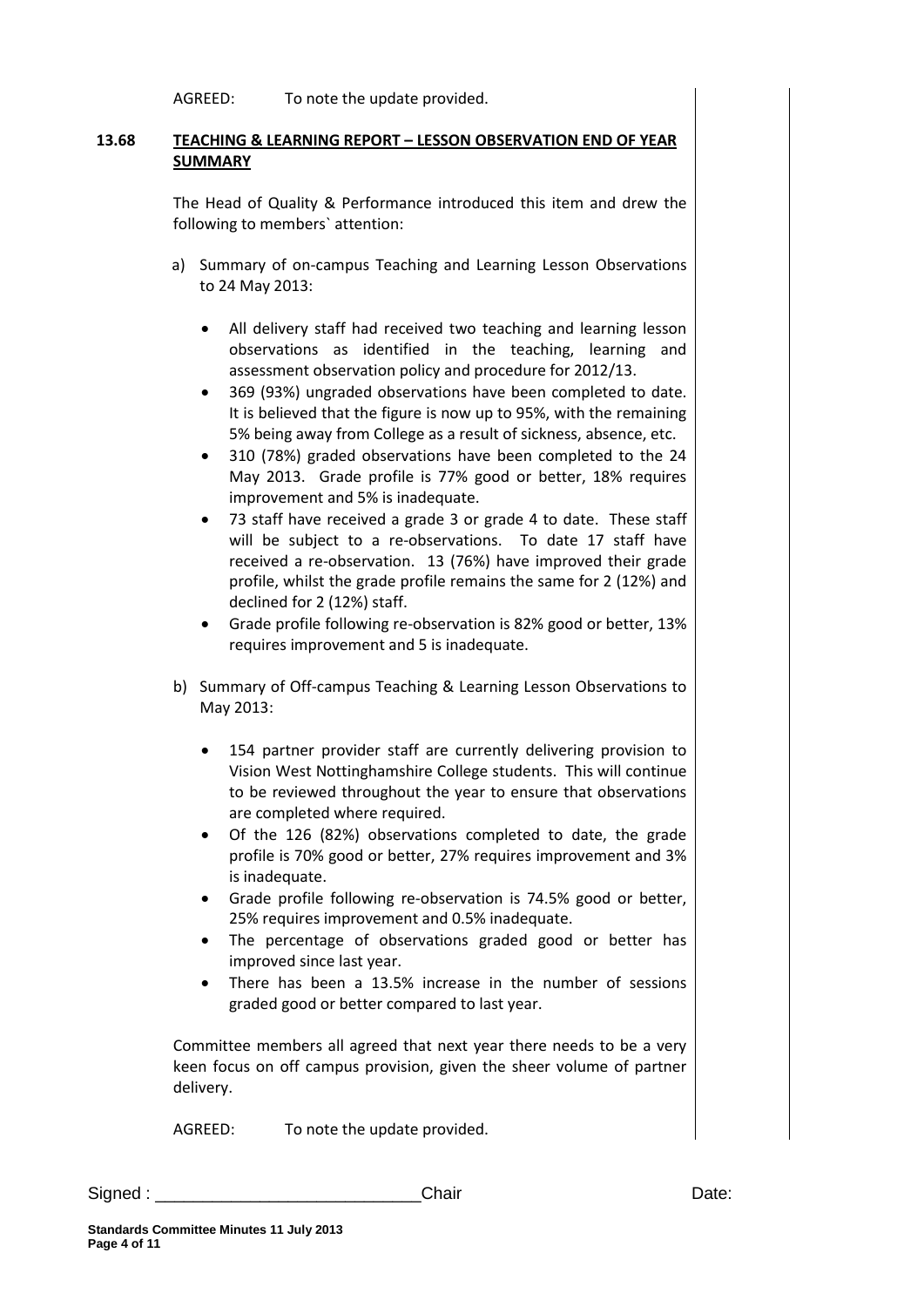AGREED: To note the update provided.

**13.68 TEACHING & LEARNING REPORT – LESSON OBSERVATION END OF YEAR SUMMARY**

The Head of Quality & Performance introduced this item and drew the following to members` attention:

a) Summary of on-campus Teaching and Learning Lesson Observations to 24 May 2013:

- All delivery staff had received two teaching and learning lesson observations as identified in the teaching, learning and assessment observation policy and procedure for 2012/13.
- 369 (93%) ungraded observations have been completed to date. It is believed that the figure is now up to 95%, with the remaining 5% being away from College as a result of sickness, absence, etc.
- 310 (78%) graded observations have been completed to the 24 May 2013. Grade profile is 77% good or better, 18% requires improvement and 5% is inadequate.
- 73 staff have received a grade 3 or grade 4 to date. These staff will be subject to a re-observations. To date 17 staff have received a re-observation. 13 (76%) have improved their grade profile, whilst the grade profile remains the same for 2 (12%) and declined for 2 (12%) staff.
- Grade profile following re-observation is 82% good or better, 13% requires improvement and 5 is inadequate.

b) Summary of Off-campus Teaching & Learning Lesson Observations to May 2013:

- 154 partner provider staff are currently delivering provision to Vision West Nottinghamshire College students. This will continue to be reviewed throughout the year to ensure that observations are completed where required.
- Of the 126 (82%) observations completed to date, the grade profile is 70% good or better, 27% requires improvement and 3% is inadequate.
- Grade profile following re-observation is 74.5% good or better, 25% requires improvement and 0.5% inadequate.
- The percentage of observations graded good or better has improved since last year.
- There has been a 13.5% increase in the number of sessions graded good or better compared to last year.

Committee members all agreed that next year there needs to be a very keen focus on off campus provision, given the sheer volume of partner delivery.

AGREED: To note the update provided.

Signed : ___________________________Chair Date:

**Standards Committee Minutes 11 July 2013**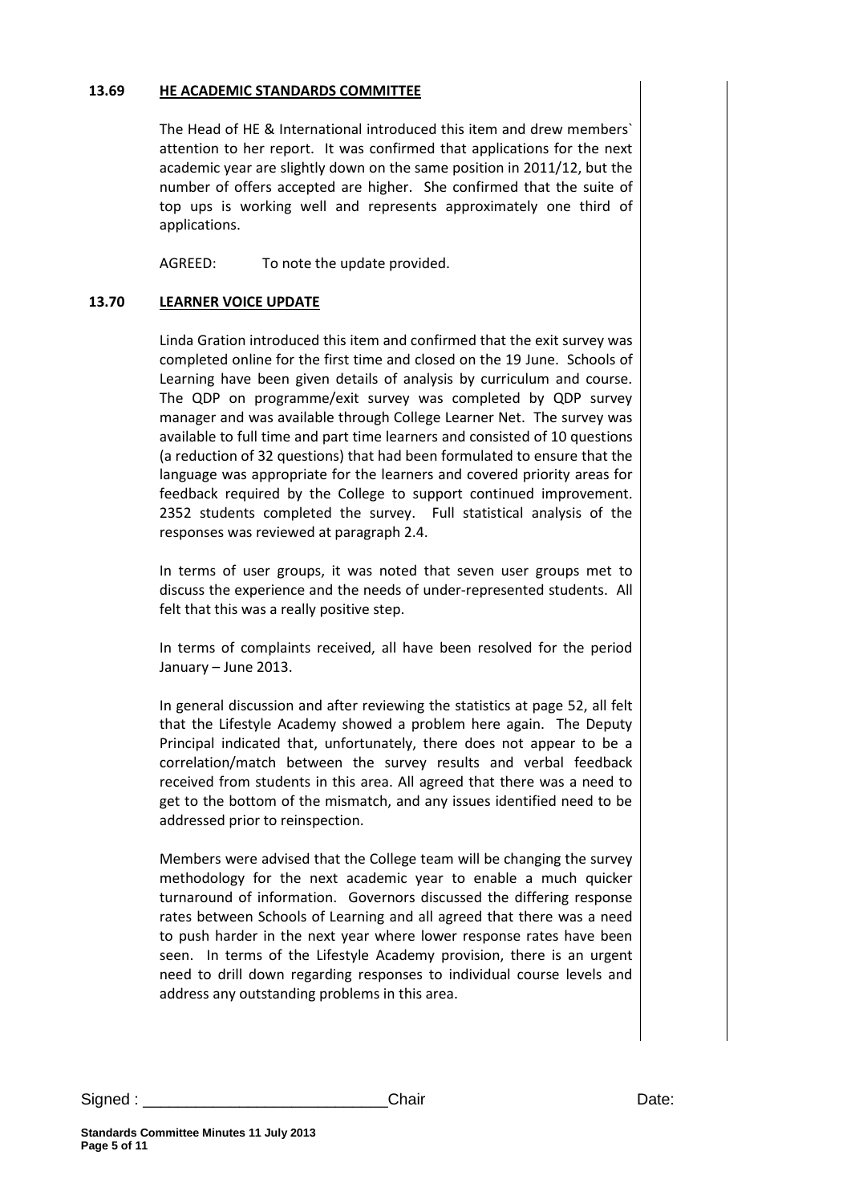**13.69 HE ACADEMIC STANDARDS COMMITTEE**

The Head of HE & International introduced this item and drew members` attention to her report. It was confirmed that applications for the next academic year are slightly down on the same position in 2011/12, but the number of offers accepted are higher. She confirmed that the suite of top ups is working well and represents approximately one third of applications.

AGREED: To note the update provided.

**13.70 LEARNER VOICE UPDATE**

Linda Gration introduced this item and confirmed that the exit survey was completed online for the first time and closed on the 19 June. Schools of Learning have been given details of analysis by curriculum and course. The QDP on programme/exit survey was completed by QDP survey manager and was available through College Learner Net. The survey was available to full time and part time learners and consisted of 10 questions (a reduction of 32 questions) that had been formulated to ensure that the language was appropriate for the learners and covered priority areas for feedback required by the College to support continued improvement. 2352 students completed the survey. Full statistical analysis of the responses was reviewed at paragraph 2.4.

In terms of user groups, it was noted that seven user groups met to discuss the experience and the needs of under-represented students. All felt that this was a really positive step.

In terms of complaints received, all have been resolved for the period January – June 2013.

In general discussion and after reviewing the statistics at page 52, all felt that the Lifestyle Academy showed a problem here again. The Deputy Principal indicated that, unfortunately, there does not appear to be a correlation/match between the survey results and verbal feedback received from students in this area. All agreed that there was a need to get to the bottom of the mismatch, and any issues identified need to be addressed prior to reinspection.

Members were advised that the College team will be changing the survey methodology for the next academic year to enable a much quicker turnaround of information. Governors discussed the differing response rates between Schools of Learning and all agreed that there was a need to push harder in the next year where lower response rates have been seen. In terms of the Lifestyle Academy provision, there is an urgent need to drill down regarding responses to individual course levels and address any outstanding problems in this area.

Signed : ____________________________Chair Date: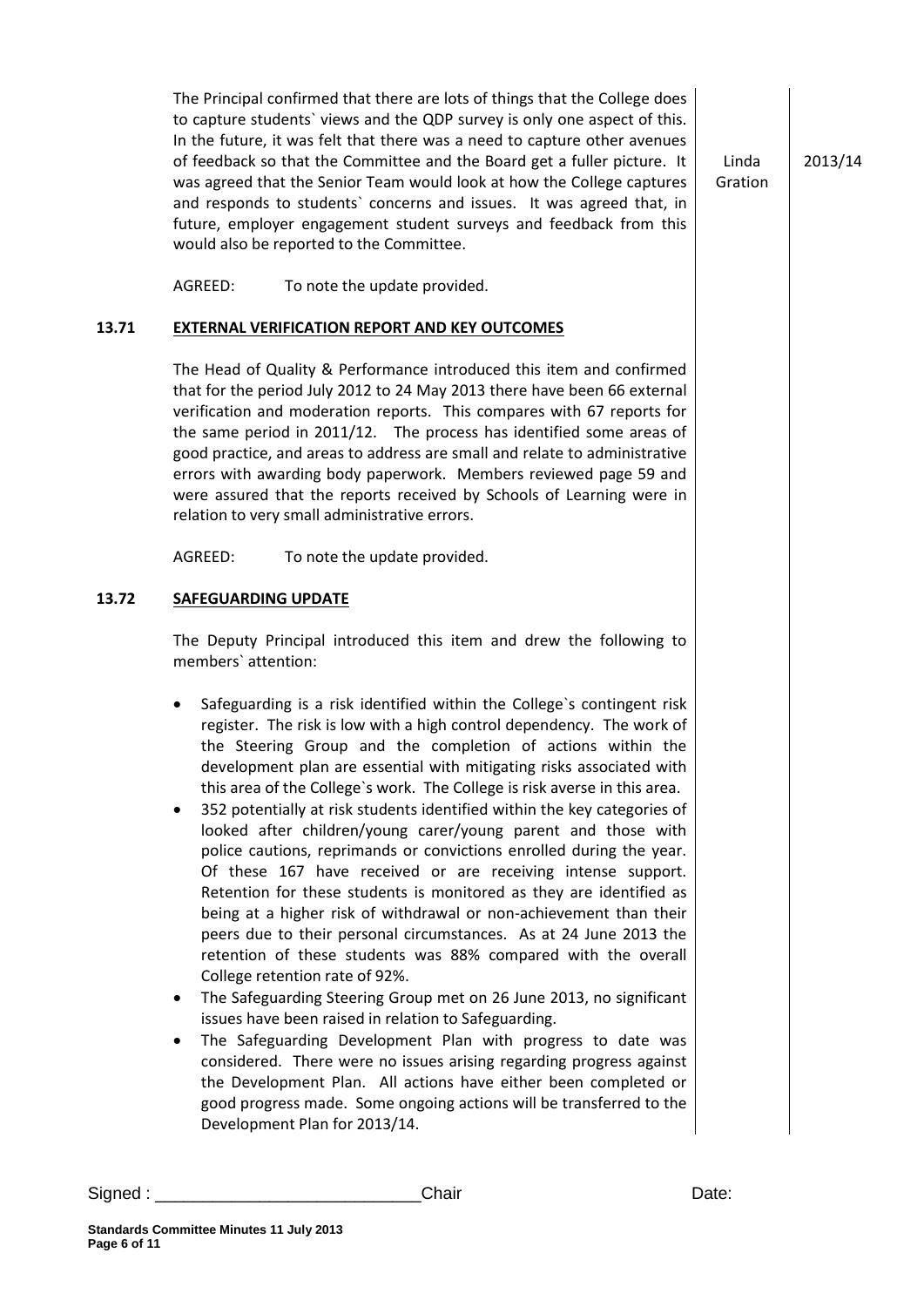The Principal confirmed that there are lots of things that the College does to capture students` views and the QDP survey is only one aspect of this. In the future, it was felt that there was a need to capture other avenues of feedback so that the Committee and the Board get a fuller picture. It was agreed that the Senior Team would look at how the College captures and responds to students` concerns and issues. It was agreed that, in future, employer engagement student surveys and feedback from this would also be reported to the Committee. | Linda Gration | 2013/14

AGREED: To note the update provided.

**13.71 EXTERNAL VERIFICATION REPORT AND KEY OUTCOMES**

The Head of Quality & Performance introduced this item and confirmed that for the period July 2012 to 24 May 2013 there have been 66 external verification and moderation reports. This compares with 67 reports for the same period in 2011/12. The process has identified some areas of good practice, and areas to address are small and relate to administrative errors with awarding body paperwork. Members reviewed page 59 and were assured that the reports received by Schools of Learning were in relation to very small administrative errors.

AGREED: To note the update provided.

**13.72 SAFEGUARDING UPDATE**

The Deputy Principal introduced this item and drew the following to members` attention:

- Safeguarding is a risk identified within the College`s contingent risk register. The risk is low with a high control dependency. The work of the Steering Group and the completion of actions within the development plan are essential with mitigating risks associated with this area of the College`s work. The College is risk averse in this area.
- 352 potentially at risk students identified within the key categories of looked after children/young carer/young parent and those with police cautions, reprimands or convictions enrolled during the year. Of these 167 have received or are receiving intense support. Retention for these students is monitored as they are identified as being at a higher risk of withdrawal or non-achievement than their peers due to their personal circumstances. As at 24 June 2013 the retention of these students was 88% compared with the overall College retention rate of 92%.
- The Safeguarding Steering Group met on 26 June 2013, no significant issues have been raised in relation to Safeguarding.
- The Safeguarding Development Plan with progress to date was considered. There were no issues arising regarding progress against the Development Plan. All actions have either been completed or good progress made. Some ongoing actions will be transferred to the Development Plan for 2013/14.

Signed : ___________________________Chair Date: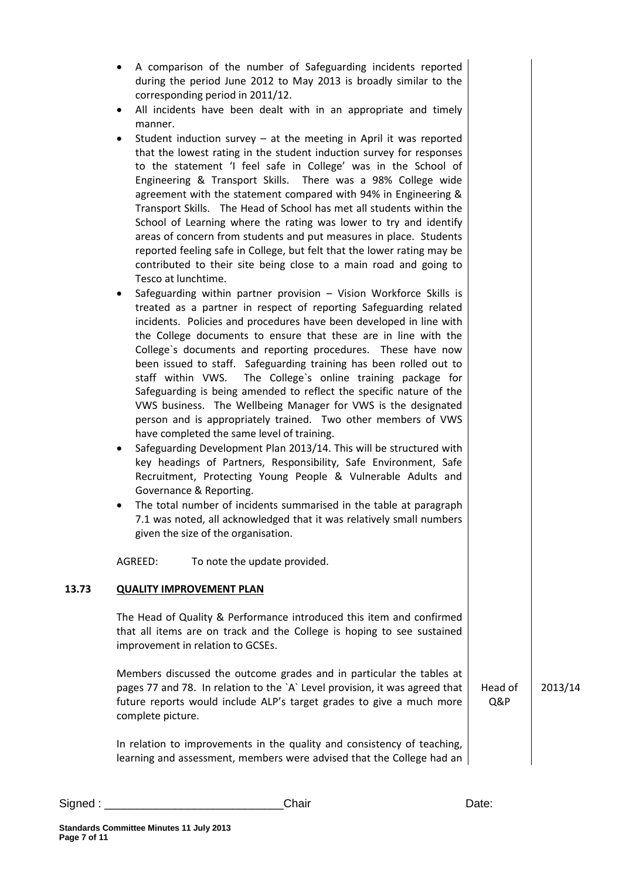- A comparison of the number of Safeguarding incidents reported during the period June 2012 to May 2013 is broadly similar to the corresponding period in 2011/12.
- All incidents have been dealt with in an appropriate and timely manner.
- Student induction survey – at the meeting in April it was reported that the lowest rating in the student induction survey for responses to the statement 'I feel safe in College' was in the School of Engineering & Transport Skills. There was a 98% College wide agreement with the statement compared with 94% in Engineering & Transport Skills. The Head of School has met all students within the School of Learning where the rating was lower to try and identify areas of concern from students and put measures in place. Students reported feeling safe in College, but felt that the lower rating may be contributed to their site being close to a main road and going to Tesco at lunchtime.
- Safeguarding within partner provision – Vision Workforce Skills is treated as a partner in respect of reporting Safeguarding related incidents. Policies and procedures have been developed in line with the College documents to ensure that these are in line with the College`s documents and reporting procedures. These have now been issued to staff. Safeguarding training has been rolled out to staff within VWS. The College`s online training package for Safeguarding is being amended to reflect the specific nature of the VWS business. The Wellbeing Manager for VWS is the designated person and is appropriately trained. Two other members of VWS have completed the same level of training.
- Safeguarding Development Plan 2013/14. This will be structured with key headings of Partners, Responsibility, Safe Environment, Safe Recruitment, Protecting Young People & Vulnerable Adults and Governance & Reporting.
- The total number of incidents summarised in the table at paragraph 7.1 was noted, all acknowledged that it was relatively small numbers given the size of the organisation.

AGREED: To note the update provided.

**13.73 QUALITY IMPROVEMENT PLAN**

The Head of Quality & Performance introduced this item and confirmed that all items are on track and the College is hoping to see sustained improvement in relation to GCSEs.

Members discussed the outcome grades and in particular the tables at pages 77 and 78. In relation to the `A` Level provision, it was agreed that future reports would include ALP's target grades to give a much more complete picture. — Head of Q&P — 2013/14

In relation to improvements in the quality and consistency of teaching, learning and assessment, members were advised that the College had an

Signed : \_\_\_\_\_\_\_\_\_\_\_\_\_\_\_\_\_\_\_\_\_\_\_\_\_\_\_\_ Chair Date:

Standards Committee Minutes 11 July 2013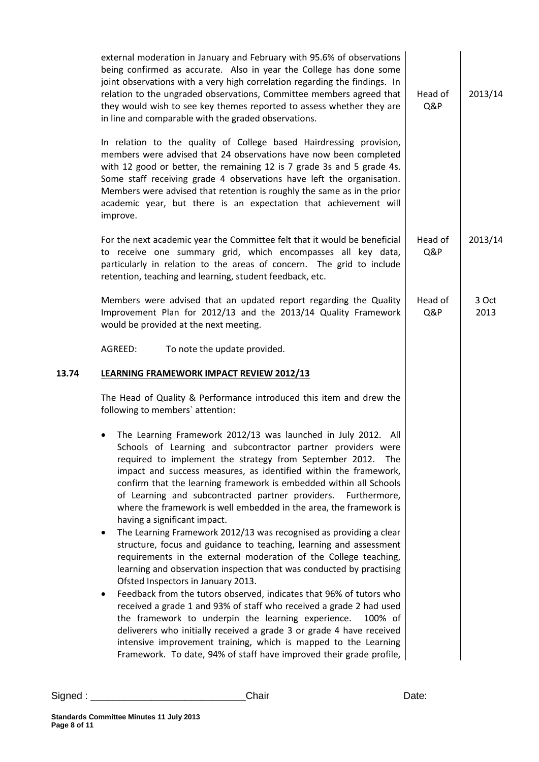| | | | |
|---|---|---|---|
| | external moderation in January and February with 95.6% of observations being confirmed as accurate. Also in year the College has done some joint observations with a very high correlation regarding the findings. In relation to the ungraded observations, Committee members agreed that they would wish to see key themes reported to assess whether they are in line and comparable with the graded observations. | Head of Q&P | 2013/14 |
| | In relation to the quality of College based Hairdressing provision, members were advised that 24 observations have now been completed with 12 good or better, the remaining 12 is 7 grade 3s and 5 grade 4s. Some staff receiving grade 4 observations have left the organisation. Members were advised that retention is roughly the same as in the prior academic year, but there is an expectation that achievement will improve. | | |
| | For the next academic year the Committee felt that it would be beneficial to receive one summary grid, which encompasses all key data, particularly in relation to the areas of concern. The grid to include retention, teaching and learning, student feedback, etc. | Head of Q&P | 2013/14 |
| | Members were advised that an updated report regarding the Quality Improvement Plan for 2012/13 and the 2013/14 Quality Framework would be provided at the next meeting. | Head of Q&P | 3 Oct 2013 |
| | AGREED: To note the update provided. | | |
| **13.74** | **LEARNING FRAMEWORK IMPACT REVIEW 2012/13** | | |
| | The Head of Quality & Performance introduced this item and drew the following to members` attention:<br><br>• The Learning Framework 2012/13 was launched in July 2012. All Schools of Learning and subcontractor partner providers were required to implement the strategy from September 2012. The impact and success measures, as identified within the framework, confirm that the learning framework is embedded within all Schools of Learning and subcontracted partner providers. Furthermore, where the framework is well embedded in the area, the framework is having a significant impact.<br>• The Learning Framework 2012/13 was recognised as providing a clear structure, focus and guidance to teaching, learning and assessment requirements in the external moderation of the College teaching, learning and observation inspection that was conducted by practising Ofsted Inspectors in January 2013.<br>• Feedback from the tutors observed, indicates that 96% of tutors who received a grade 1 and 93% of staff who received a grade 2 had used the framework to underpin the learning experience. 100% of deliverers who initially received a grade 3 or grade 4 have received intensive improvement training, which is mapped to the Learning Framework. To date, 94% of staff have improved their grade profile, | | |

Signed : ___________________________Chair Date: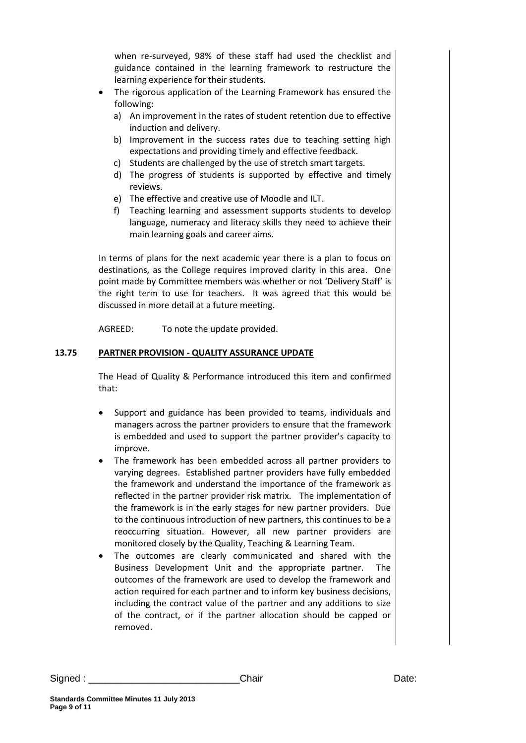when re-surveyed, 98% of these staff had used the checklist and guidance contained in the learning framework to restructure the learning experience for their students.

- The rigorous application of the Learning Framework has ensured the following:
  - a) An improvement in the rates of student retention due to effective induction and delivery.
  - b) Improvement in the success rates due to teaching setting high expectations and providing timely and effective feedback.
  - c) Students are challenged by the use of stretch smart targets.
  - d) The progress of students is supported by effective and timely reviews.
  - e) The effective and creative use of Moodle and ILT.
  - f) Teaching learning and assessment supports students to develop language, numeracy and literacy skills they need to achieve their main learning goals and career aims.

In terms of plans for the next academic year there is a plan to focus on destinations, as the College requires improved clarity in this area. One point made by Committee members was whether or not 'Delivery Staff' is the right term to use for teachers. It was agreed that this would be discussed in more detail at a future meeting.

AGREED: To note the update provided.

## 13.75 PARTNER PROVISION - QUALITY ASSURANCE UPDATE

The Head of Quality & Performance introduced this item and confirmed that:

- Support and guidance has been provided to teams, individuals and managers across the partner providers to ensure that the framework is embedded and used to support the partner provider's capacity to improve.
- The framework has been embedded across all partner providers to varying degrees. Established partner providers have fully embedded the framework and understand the importance of the framework as reflected in the partner provider risk matrix. The implementation of the framework is in the early stages for new partner providers. Due to the continuous introduction of new partners, this continues to be a reoccurring situation. However, all new partner providers are monitored closely by the Quality, Teaching & Learning Team.
- The outcomes are clearly communicated and shared with the Business Development Unit and the appropriate partner. The outcomes of the framework are used to develop the framework and action required for each partner and to inform key business decisions, including the contract value of the partner and any additions to size of the contract, or if the partner allocation should be capped or removed.

Signed : ___________________________Chair Date:

**Standards Committee Minutes 11 July 2013**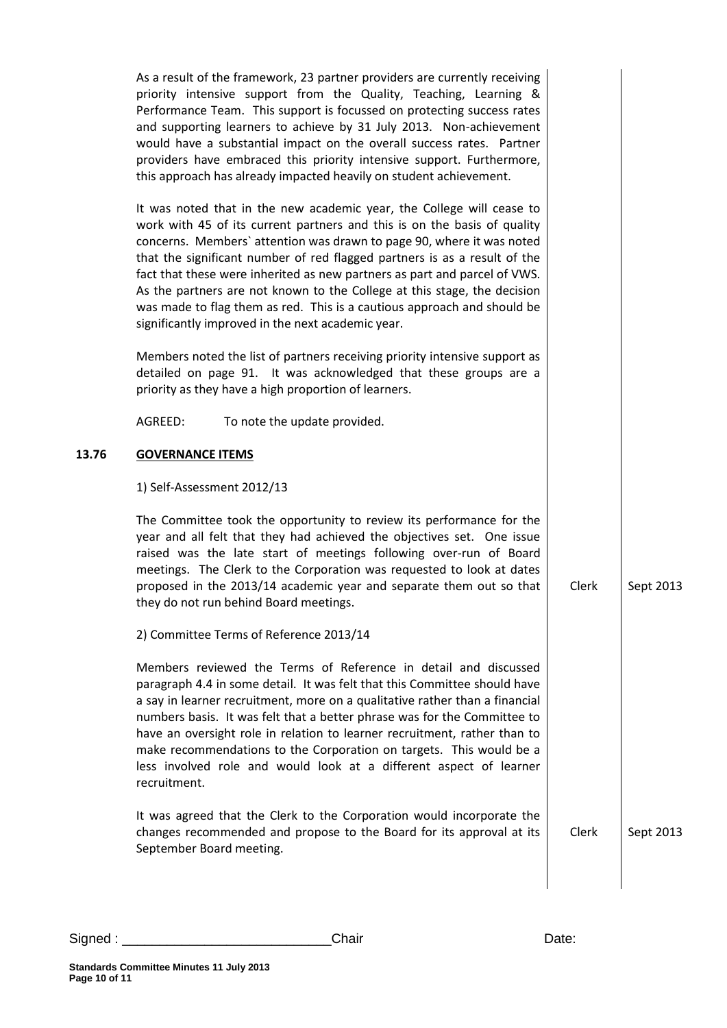As a result of the framework, 23 partner providers are currently receiving priority intensive support from the Quality, Teaching, Learning & Performance Team. This support is focussed on protecting success rates and supporting learners to achieve by 31 July 2013. Non-achievement would have a substantial impact on the overall success rates. Partner providers have embraced this priority intensive support. Furthermore, this approach has already impacted heavily on student achievement.

It was noted that in the new academic year, the College will cease to work with 45 of its current partners and this is on the basis of quality concerns. Members` attention was drawn to page 90, where it was noted that the significant number of red flagged partners is as a result of the fact that these were inherited as new partners as part and parcel of VWS. As the partners are not known to the College at this stage, the decision was made to flag them as red. This is a cautious approach and should be significantly improved in the next academic year.

Members noted the list of partners receiving priority intensive support as detailed on page 91. It was acknowledged that these groups are a priority as they have a high proportion of learners.

AGREED: To note the update provided.

**13.76 GOVERNANCE ITEMS**

1) Self-Assessment 2012/13

The Committee took the opportunity to review its performance for the year and all felt that they had achieved the objectives set. One issue raised was the late start of meetings following over-run of Board meetings. The Clerk to the Corporation was requested to look at dates proposed in the 2013/14 academic year and separate them out so that they do not run behind Board meetings. — Clerk — Sept 2013

2) Committee Terms of Reference 2013/14

Members reviewed the Terms of Reference in detail and discussed paragraph 4.4 in some detail. It was felt that this Committee should have a say in learner recruitment, more on a qualitative rather than a financial numbers basis. It was felt that a better phrase was for the Committee to have an oversight role in relation to learner recruitment, rather than to make recommendations to the Corporation on targets. This would be a less involved role and would look at a different aspect of learner recruitment.

It was agreed that the Clerk to the Corporation would incorporate the changes recommended and propose to the Board for its approval at its September Board meeting. — Clerk — Sept 2013

Signed : ___________________________ Chair Date: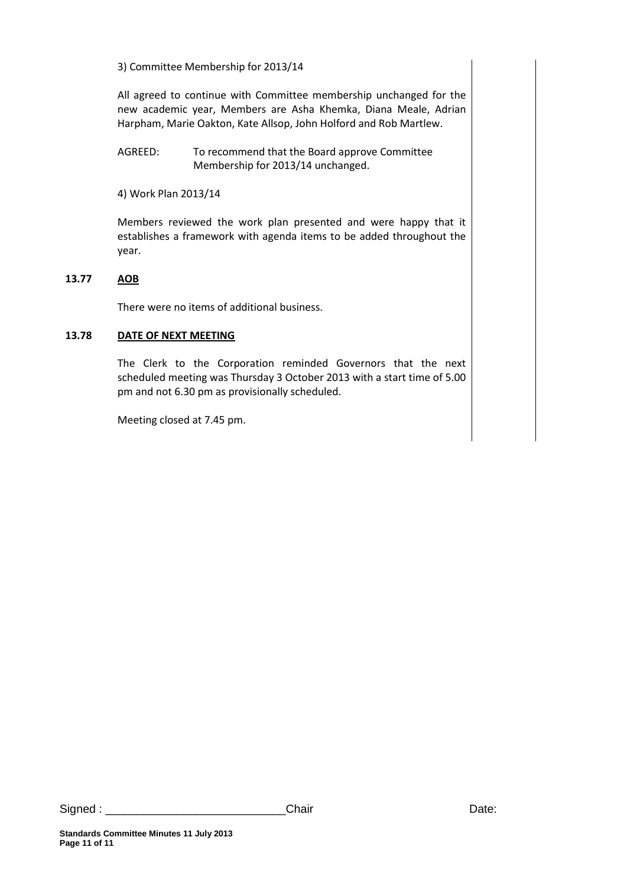3) Committee Membership for 2013/14

All agreed to continue with Committee membership unchanged for the new academic year, Members are Asha Khemka, Diana Meale, Adrian Harpham, Marie Oakton, Kate Allsop, John Holford and Rob Martlew.

AGREED: To recommend that the Board approve Committee Membership for 2013/14 unchanged.

4) Work Plan 2013/14

Members reviewed the work plan presented and were happy that it establishes a framework with agenda items to be added throughout the year.

**13.77 <u>AOB</u>**

There were no items of additional business.

**13.78 <u>DATE OF NEXT MEETING</u>**

The Clerk to the Corporation reminded Governors that the next scheduled meeting was Thursday 3 October 2013 with a start time of 5.00 pm and not 6.30 pm as provisionally scheduled.

Meeting closed at 7.45 pm.

Signed : ____________________________ Chair Date: